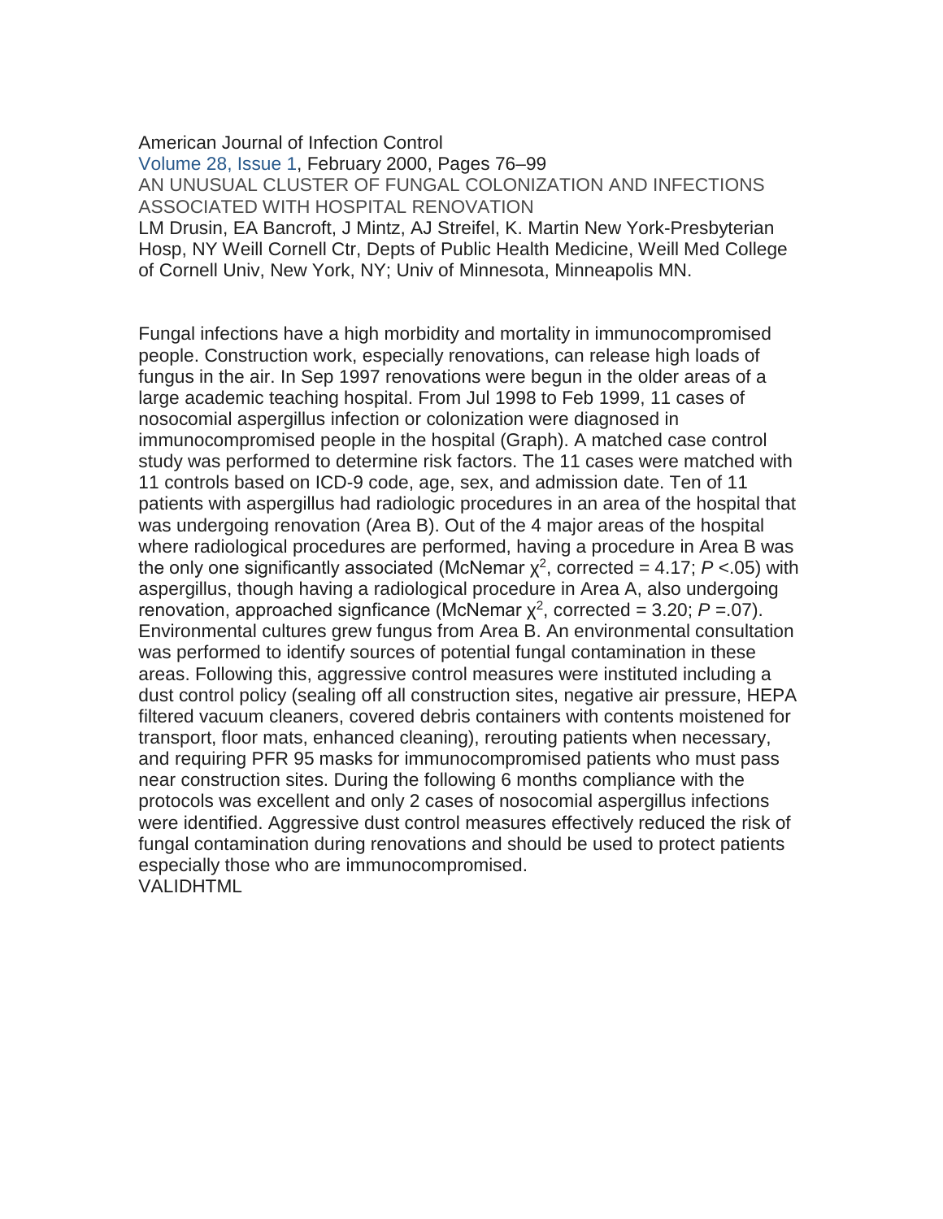American Journal of Infection Control

Volume 28, Issue 1, February 2000, Pages 76–99

# AN UNUSUAL CLUSTER OF FUNGAL COLONIZATION AND INFECTIONS ASSOCIATED WITH HOSPITAL RENOVATION

LM Drusin, EA Bancroft, J Mintz, AJ Streifel, K. Martin New York-Presbyterian Hosp, NY Weill Cornell Ctr, Depts of Public Health Medicine, Weill Med College of Cornell Univ, New York, NY; Univ of Minnesota, Minneapolis MN.

Fungal infections have a high morbidity and mortality in immunocompromised people. Construction work, especially renovations, can release high loads of fungus in the air. In Sep 1997 renovations were begun in the older areas of a large academic teaching hospital. From Jul 1998 to Feb 1999, 11 cases of nosocomial aspergillus infection or colonization were diagnosed in immunocompromised people in the hospital (Graph). A matched case control study was performed to determine risk factors. The 11 cases were matched with 11 controls based on ICD-9 code, age, sex, and admission date. Ten of 11 patients with aspergillus had radiologic procedures in an area of the hospital that was undergoing renovation (Area B). Out of the 4 major areas of the hospital where radiological procedures are performed, having a procedure in Area B was the only one significantly associated (McNemar $\chi^2$, corrected = 4.17; $P < .05$) with aspergillus, though having a radiological procedure in Area A, also undergoing renovation, approached signficance (McNemar $\chi^2$, corrected = 3.20; $P = .07$). Environmental cultures grew fungus from Area B. An environmental consultation was performed to identify sources of potential fungal contamination in these areas. Following this, aggressive control measures were instituted including a dust control policy (sealing off all construction sites, negative air pressure, HEPA filtered vacuum cleaners, covered debris containers with contents moistened for transport, floor mats, enhanced cleaning), rerouting patients when necessary, and requiring PFR 95 masks for immunocompromised patients who must pass near construction sites. During the following 6 months compliance with the protocols was excellent and only 2 cases of nosocomial aspergillus infections were identified. Aggressive dust control measures effectively reduced the risk of fungal contamination during renovations and should be used to protect patients especially those who are immunocompromised.

VALIDHTML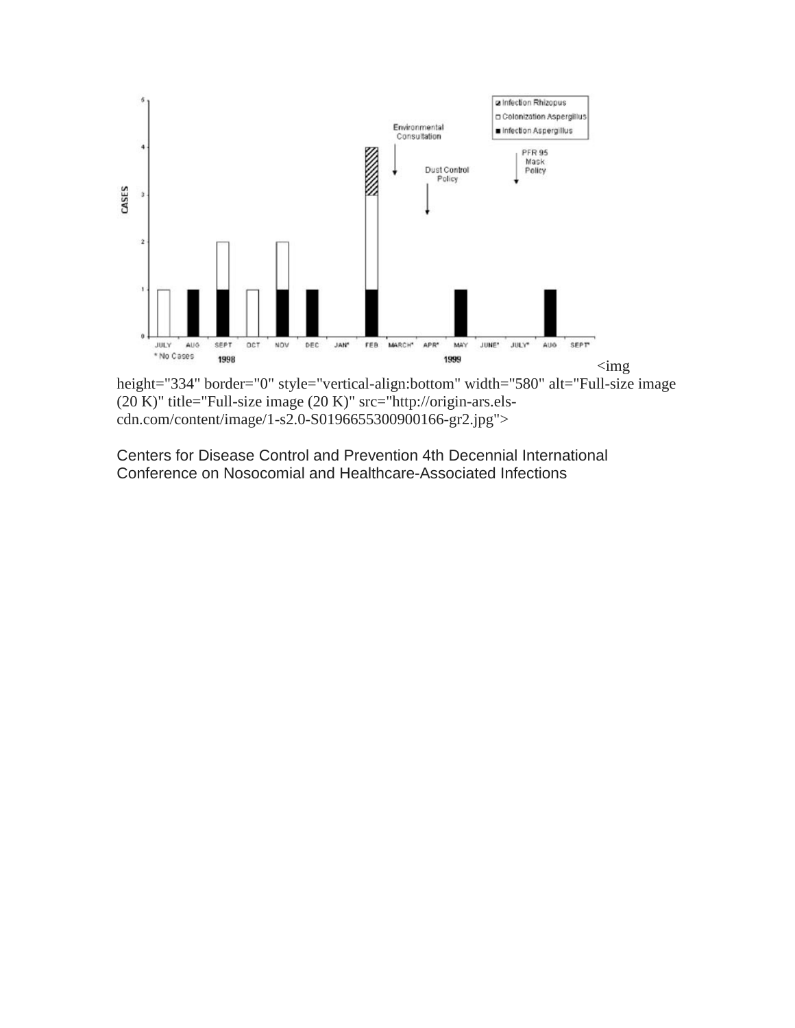Infection Rhizopus
Colonization Aspergillus
Infection Aspergillus

Environmental Consultation
Dust Control Policy
PFR 95 Mask Policy

CASES

0
1
2
3
4
5

JULY AUG SEPT OCT NOV DEC JAN* FEB MARCH* APR* MAY JUNE* JULY* AUG SEPT*

\* No Cases

1998

1999

<img height="334" border="0" style="vertical-align:bottom" width="580" alt="Full-size image (20 K)" title="Full-size image (20 K)" src="http://origin-ars.els-cdn.com/content/image/1-s2.0-S0196655300900166-gr2.jpg">

Centers for Disease Control and Prevention 4th Decennial International Conference on Nosocomial and Healthcare-Associated Infections